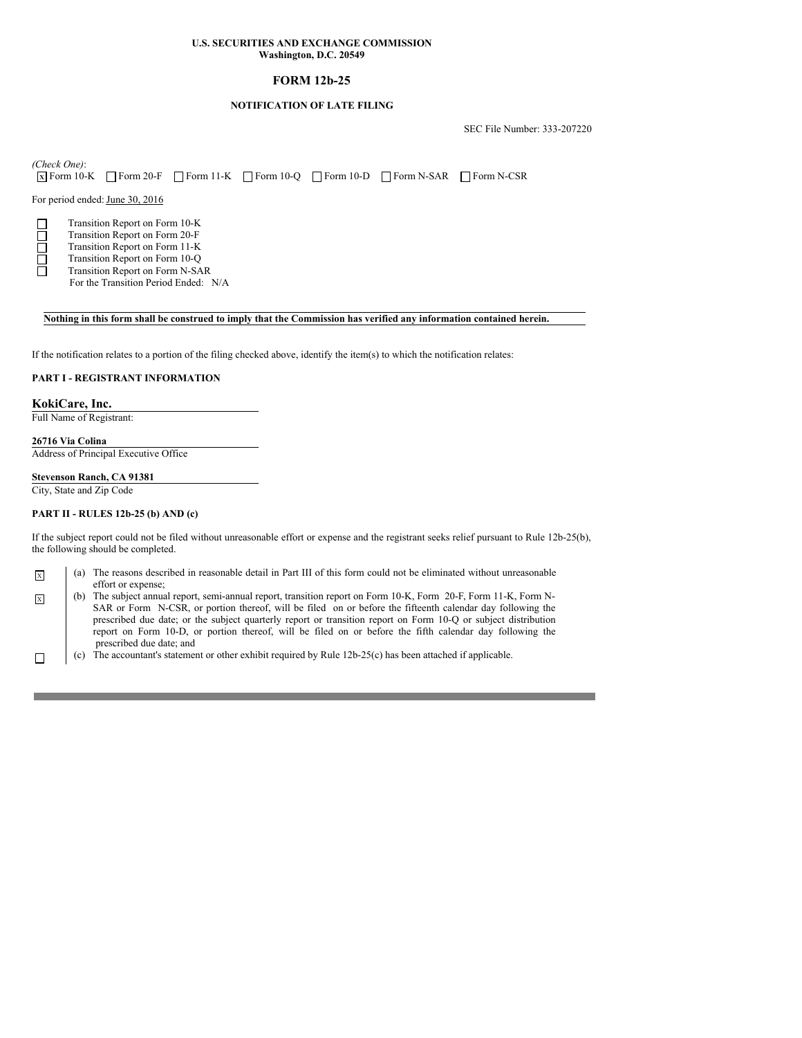**U.S. SECURITIES AND EXCHANGE COMMISSION**
**Washington, D.C. 20549**

# FORM 12b-25

**NOTIFICATION OF LATE FILING**

SEC File Number: 333-207220

*(Check One)*:
[x] Form 10-K [ ] Form 20-F [ ] Form 11-K [ ] Form 10-Q [ ] Form 10-D [ ] Form N-SAR [ ] Form N-CSR

For period ended: June 30, 2016

[ ] Transition Report on Form 10-K
[ ] Transition Report on Form 20-F
[ ] Transition Report on Form 11-K
[ ] Transition Report on Form 10-Q
[ ] Transition Report on Form N-SAR
For the Transition Period Ended: N/A

**Nothing in this form shall be construed to imply that the Commission has verified any information contained herein.**

If the notification relates to a portion of the filing checked above, identify the item(s) to which the notification relates:

**PART I - REGISTRANT INFORMATION**

**KokiCare, Inc.**
Full Name of Registrant:

**26716 Via Colina**
Address of Principal Executive Office

**Stevenson Ranch, CA 91381**
City, State and Zip Code

**PART II - RULES 12b-25 (b) AND (c)**

If the subject report could not be filed without unreasonable effort or expense and the registrant seeks relief pursuant to Rule 12b-25(b), the following should be completed.

[x] (a) The reasons described in reasonable detail in Part III of this form could not be eliminated without unreasonable effort or expense;

[x] (b) The subject annual report, semi-annual report, transition report on Form 10-K, Form 20-F, Form 11-K, Form N-SAR or Form N-CSR, or portion thereof, will be filed on or before the fifteenth calendar day following the prescribed due date; or the subject quarterly report or transition report on Form 10-Q or subject distribution report on Form 10-D, or portion thereof, will be filed on or before the fifth calendar day following the prescribed due date; and

[ ] (c) The accountant's statement or other exhibit required by Rule 12b-25(c) has been attached if applicable.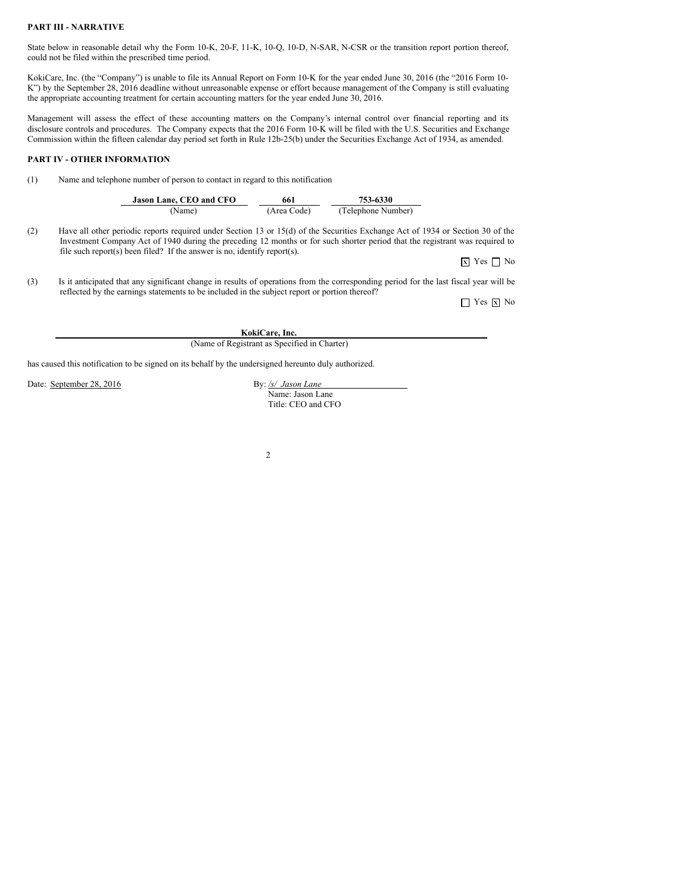**PART III - NARRATIVE**

State below in reasonable detail why the Form 10-K, 20-F, 11-K, 10-Q, 10-D, N-SAR, N-CSR or the transition report portion thereof, could not be filed within the prescribed time period.

KokiCare, Inc. (the "Company") is unable to file its Annual Report on Form 10-K for the year ended June 30, 2016 (the "2016 Form 10-K") by the September 28, 2016 deadline without unreasonable expense or effort because management of the Company is still evaluating the appropriate accounting treatment for certain accounting matters for the year ended June 30, 2016.

Management will assess the effect of these accounting matters on the Company's internal control over financial reporting and its disclosure controls and procedures. The Company expects that the 2016 Form 10-K will be filed with the U.S. Securities and Exchange Commission within the fifteen calendar day period set forth in Rule 12b-25(b) under the Securities Exchange Act of 1934, as amended.

**PART IV - OTHER INFORMATION**

(1) Name and telephone number of person to contact in regard to this notification

| **Jason Lane, CEO and CFO** | **661** | **753-6330** |
|---|---|---|
| (Name) | (Area Code) | (Telephone Number) |

(2) Have all other periodic reports required under Section 13 or 15(d) of the Securities Exchange Act of 1934 or Section 30 of the Investment Company Act of 1940 during the preceding 12 months or for such shorter period that the registrant was required to file such report(s) been filed? If the answer is no, identify report(s).

☒ Yes ☐ No

(3) Is it anticipated that any significant change in results of operations from the corresponding period for the last fiscal year will be reflected by the earnings statements to be included in the subject report or portion thereof?

☐ Yes ☒ No

**KokiCare, Inc.**
(Name of Registrant as Specified in Charter)

has caused this notification to be signed on its behalf by the undersigned hereunto duly authorized.

Date: September 28, 2016

By: */s/ Jason Lane*
Name: Jason Lane
Title: CEO and CFO